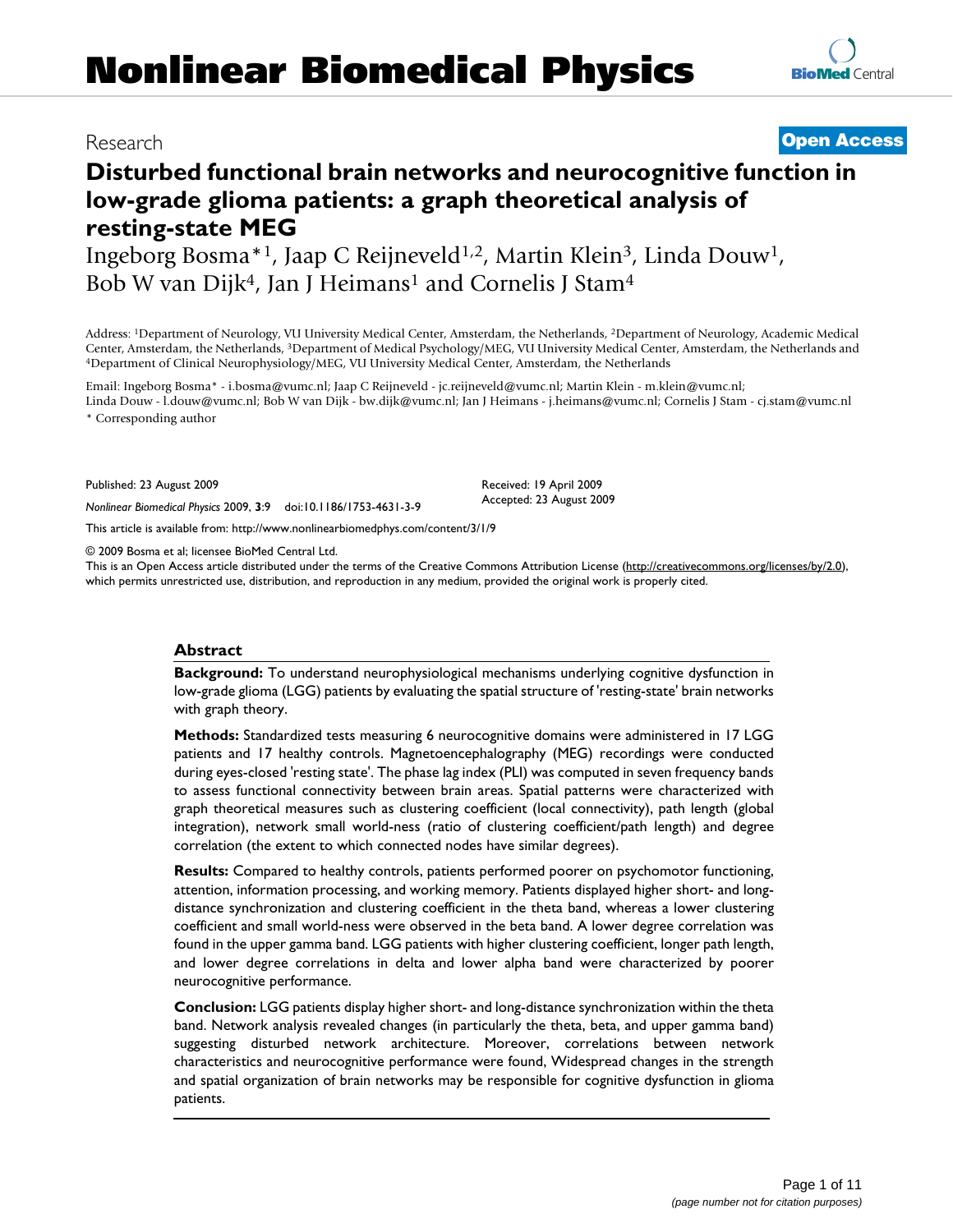# Disturbed functional brain networks and neurocognitive function in low-grade glioma patients: a graph theoretical analysis of resting-state MEG

Research | Open Access

Ingeborg Bosma*[1], Jaap C Reijneveld[1,2], Martin Klein[3], Linda Douw[1], Bob W van Dijk[4], Jan J Heimans[1] and Cornelis J Stam[4]

Address: [1]Department of Neurology, VU University Medical Center, Amsterdam, the Netherlands, [2]Department of Neurology, Academic Medical Center, Amsterdam, the Netherlands, [3]Department of Medical Psychology/MEG, VU University Medical Center, Amsterdam, the Netherlands and [4]Department of Clinical Neurophysiology/MEG, VU University Medical Center, Amsterdam, the Netherlands

Email: Ingeborg Bosma* - i.bosma@vumc.nl; Jaap C Reijneveld - jc.reijneveld@vumc.nl; Martin Klein - m.klein@vumc.nl; Linda Douw - l.douw@vumc.nl; Bob W van Dijk - bw.dijk@vumc.nl; Jan J Heimans - j.heimans@vumc.nl; Cornelis J Stam - cj.stam@vumc.nl

\* Corresponding author

Published: 23 August 2009

*Nonlinear Biomedical Physics* 2009, **3**:9 doi:10.1186/1753-4631-3-9

Received: 19 April 2009

Accepted: 23 August 2009

This article is available from: http://www.nonlinearbiomedphys.com/content/3/1/9

© 2009 Bosma et al; licensee BioMed Central Ltd.

This is an Open Access article distributed under the terms of the Creative Commons Attribution License (http://creativecommons.org/licenses/by/2.0), which permits unrestricted use, distribution, and reproduction in any medium, provided the original work is properly cited.

## Abstract

**Background:** To understand neurophysiological mechanisms underlying cognitive dysfunction in low-grade glioma (LGG) patients by evaluating the spatial structure of 'resting-state' brain networks with graph theory.

**Methods:** Standardized tests measuring 6 neurocognitive domains were administered in 17 LGG patients and 17 healthy controls. Magnetoencephalography (MEG) recordings were conducted during eyes-closed 'resting state'. The phase lag index (PLI) was computed in seven frequency bands to assess functional connectivity between brain areas. Spatial patterns were characterized with graph theoretical measures such as clustering coefficient (local connectivity), path length (global integration), network small world-ness (ratio of clustering coefficient/path length) and degree correlation (the extent to which connected nodes have similar degrees).

**Results:** Compared to healthy controls, patients performed poorer on psychomotor functioning, attention, information processing, and working memory. Patients displayed higher short- and long-distance synchronization and clustering coefficient in the theta band, whereas a lower clustering coefficient and small world-ness were observed in the beta band. A lower degree correlation was found in the upper gamma band. LGG patients with higher clustering coefficient, longer path length, and lower degree correlations in delta and lower alpha band were characterized by poorer neurocognitive performance.

**Conclusion:** LGG patients display higher short- and long-distance synchronization within the theta band. Network analysis revealed changes (in particularly the theta, beta, and upper gamma band) suggesting disturbed network architecture. Moreover, correlations between network characteristics and neurocognitive performance were found, Widespread changes in the strength and spatial organization of brain networks may be responsible for cognitive dysfunction in glioma patients.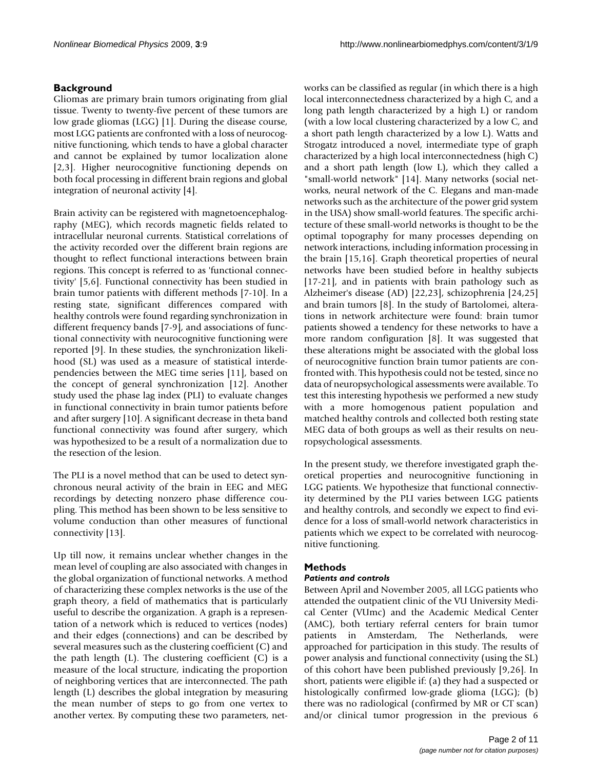## Background

Gliomas are primary brain tumors originating from glial tissue. Twenty to twenty-five percent of these tumors are low grade gliomas (LGG) [1]. During the disease course, most LGG patients are confronted with a loss of neurocognitive functioning, which tends to have a global character and cannot be explained by tumor localization alone [2,3]. Higher neurocognitive functioning depends on both focal processing in different brain regions and global integration of neuronal activity [4].

Brain activity can be registered with magnetoencephalography (MEG), which records magnetic fields related to intracellular neuronal currents. Statistical correlations of the activity recorded over the different brain regions are thought to reflect functional interactions between brain regions. This concept is referred to as 'functional connectivity' [5,6]. Functional connectivity has been studied in brain tumor patients with different methods [7-10]. In a resting state, significant differences compared with healthy controls were found regarding synchronization in different frequency bands [7-9], and associations of functional connectivity with neurocognitive functioning were reported [9]. In these studies, the synchronization likelihood (SL) was used as a measure of statistical interdependencies between the MEG time series [11], based on the concept of general synchronization [12]. Another study used the phase lag index (PLI) to evaluate changes in functional connectivity in brain tumor patients before and after surgery [10]. A significant decrease in theta band functional connectivity was found after surgery, which was hypothesized to be a result of a normalization due to the resection of the lesion.

The PLI is a novel method that can be used to detect synchronous neural activity of the brain in EEG and MEG recordings by detecting nonzero phase difference coupling. This method has been shown to be less sensitive to volume conduction than other measures of functional connectivity [13].

Up till now, it remains unclear whether changes in the mean level of coupling are also associated with changes in the global organization of functional networks. A method of characterizing these complex networks is the use of the graph theory, a field of mathematics that is particularly useful to describe the organization. A graph is a representation of a network which is reduced to vertices (nodes) and their edges (connections) and can be described by several measures such as the clustering coefficient (C) and the path length (L). The clustering coefficient (C) is a measure of the local structure, indicating the proportion of neighboring vertices that are interconnected. The path length (L) describes the global integration by measuring the mean number of steps to go from one vertex to another vertex. By computing these two parameters, networks can be classified as regular (in which there is a high local interconnectedness characterized by a high C, and a long path length characterized by a high L) or random (with a low local clustering characterized by a low C, and a short path length characterized by a low L). Watts and Strogatz introduced a novel, intermediate type of graph characterized by a high local interconnectedness (high C) and a short path length (low L), which they called a "small-world network" [14]. Many networks (social networks, neural network of the C. Elegans and man-made networks such as the architecture of the power grid system in the USA) show small-world features. The specific architecture of these small-world networks is thought to be the optimal topography for many processes depending on network interactions, including information processing in the brain [15,16]. Graph theoretical properties of neural networks have been studied before in healthy subjects [17-21], and in patients with brain pathology such as Alzheimer's disease (AD) [22,23], schizophrenia [24,25] and brain tumors [8]. In the study of Bartolomei, alterations in network architecture were found: brain tumor patients showed a tendency for these networks to have a more random configuration [8]. It was suggested that these alterations might be associated with the global loss of neurocognitive function brain tumor patients are confronted with. This hypothesis could not be tested, since no data of neuropsychological assessments were available. To test this interesting hypothesis we performed a new study with a more homogenous patient population and matched healthy controls and collected both resting state MEG data of both groups as well as their results on neuropsychological assessments.

In the present study, we therefore investigated graph theoretical properties and neurocognitive functioning in LGG patients. We hypothesize that functional connectivity determined by the PLI varies between LGG patients and healthy controls, and secondly we expect to find evidence for a loss of small-world network characteristics in patients which we expect to be correlated with neurocognitive functioning.

## Methods

### *Patients and controls*

Between April and November 2005, all LGG patients who attended the outpatient clinic of the VU University Medical Center (VUmc) and the Academic Medical Center (AMC), both tertiary referral centers for brain tumor patients in Amsterdam, The Netherlands, were approached for participation in this study. The results of power analysis and functional connectivity (using the SL) of this cohort have been published previously [9,26]. In short, patients were eligible if: (a) they had a suspected or histologically confirmed low-grade glioma (LGG); (b) there was no radiological (confirmed by MR or CT scan) and/or clinical tumor progression in the previous 6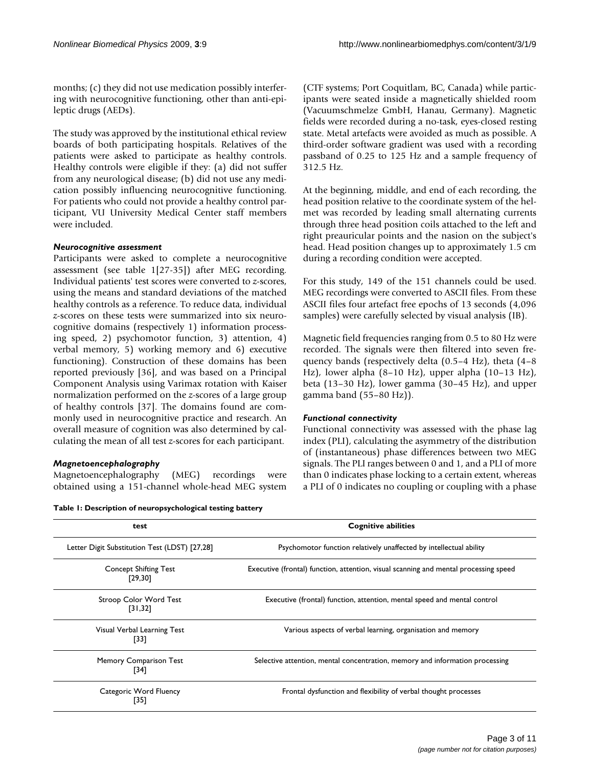months; (c) they did not use medication possibly interfering with neurocognitive functioning, other than anti-epileptic drugs (AEDs).

The study was approved by the institutional ethical review boards of both participating hospitals. Relatives of the patients were asked to participate as healthy controls. Healthy controls were eligible if they: (a) did not suffer from any neurological disease; (b) did not use any medication possibly influencing neurocognitive functioning. For patients who could not provide a healthy control participant, VU University Medical Center staff members were included.

### *Neurocognitive assessment*

Participants were asked to complete a neurocognitive assessment (see table 1[27-35]) after MEG recording. Individual patients' test scores were converted to *z*-scores, using the means and standard deviations of the matched healthy controls as a reference. To reduce data, individual *z*-scores on these tests were summarized into six neurocognitive domains (respectively 1) information processing speed, 2) psychomotor function, 3) attention, 4) verbal memory, 5) working memory and 6) executive functioning). Construction of these domains has been reported previously [36], and was based on a Principal Component Analysis using Varimax rotation with Kaiser normalization performed on the *z*-scores of a large group of healthy controls [37]. The domains found are commonly used in neurocognitive practice and research. An overall measure of cognition was also determined by calculating the mean of all test *z*-scores for each participant.

### *Magnetoencephalography*

Magnetoencephalography (MEG) recordings were obtained using a 151-channel whole-head MEG system (CTF systems; Port Coquitlam, BC, Canada) while participants were seated inside a magnetically shielded room (Vacuumschmelze GmbH, Hanau, Germany). Magnetic fields were recorded during a no-task, eyes-closed resting state. Metal artefacts were avoided as much as possible. A third-order software gradient was used with a recording passband of 0.25 to 125 Hz and a sample frequency of 312.5 Hz.

At the beginning, middle, and end of each recording, the head position relative to the coordinate system of the helmet was recorded by leading small alternating currents through three head position coils attached to the left and right preauricular points and the nasion on the subject's head. Head position changes up to approximately 1.5 cm during a recording condition were accepted.

For this study, 149 of the 151 channels could be used. MEG recordings were converted to ASCII files. From these ASCII files four artefact free epochs of 13 seconds (4,096 samples) were carefully selected by visual analysis (IB).

Magnetic field frequencies ranging from 0.5 to 80 Hz were recorded. The signals were then filtered into seven frequency bands (respectively delta (0.5–4 Hz), theta (4–8 Hz), lower alpha (8–10 Hz), upper alpha (10–13 Hz), beta (13–30 Hz), lower gamma (30–45 Hz), and upper gamma band (55–80 Hz)).

### *Functional connectivity*

Functional connectivity was assessed with the phase lag index (PLI), calculating the asymmetry of the distribution of (instantaneous) phase differences between two MEG signals. The PLI ranges between 0 and 1, and a PLI of more than 0 indicates phase locking to a certain extent, whereas a PLI of 0 indicates no coupling or coupling with a phase

**Table 1: Description of neuropsychological testing battery**

| test | Cognitive abilities |
|---|---|
| Letter Digit Substitution Test (LDST) [27,28] | Psychomotor function relatively unaffected by intellectual ability |
| Concept Shifting Test [29,30] | Executive (frontal) function, attention, visual scanning and mental processing speed |
| Stroop Color Word Test [31,32] | Executive (frontal) function, attention, mental speed and mental control |
| Visual Verbal Learning Test [33] | Various aspects of verbal learning, organisation and memory |
| Memory Comparison Test [34] | Selective attention, mental concentration, memory and information processing |
| Categoric Word Fluency [35] | Frontal dysfunction and flexibility of verbal thought processes |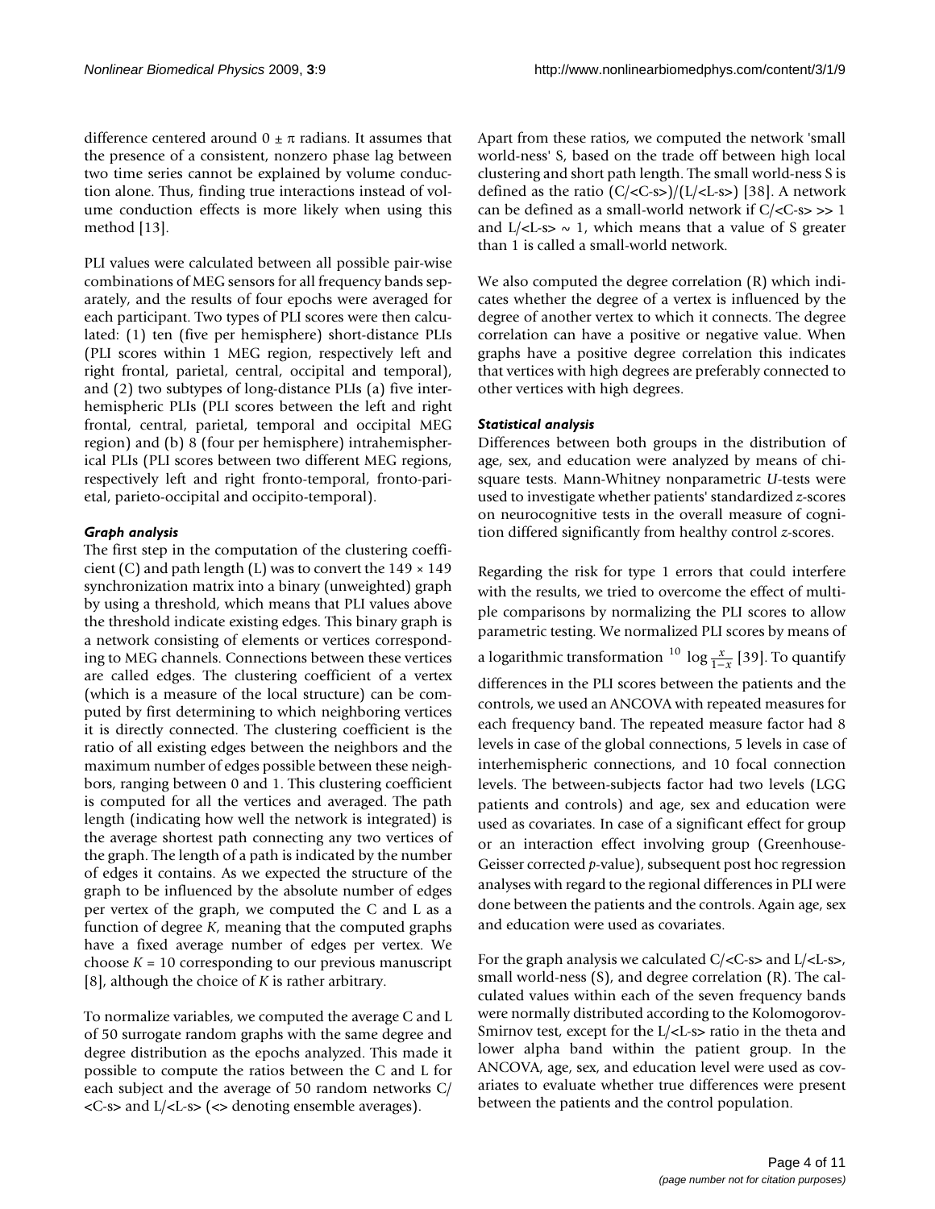difference centered around $0 \pm \pi$ radians. It assumes that the presence of a consistent, nonzero phase lag between two time series cannot be explained by volume conduction alone. Thus, finding true interactions instead of volume conduction effects is more likely when using this method [13].

PLI values were calculated between all possible pair-wise combinations of MEG sensors for all frequency bands separately, and the results of four epochs were averaged for each participant. Two types of PLI scores were then calculated: (1) ten (five per hemisphere) short-distance PLIs (PLI scores within 1 MEG region, respectively left and right frontal, parietal, central, occipital and temporal), and (2) two subtypes of long-distance PLIs (a) five interhemispheric PLIs (PLI scores between the left and right frontal, central, parietal, temporal and occipital MEG region) and (b) 8 (four per hemisphere) intrahemispherical PLIs (PLI scores between two different MEG regions, respectively left and right fronto-temporal, fronto-parietal, parieto-occipital and occipito-temporal).

### *Graph analysis*

The first step in the computation of the clustering coefficient (C) and path length (L) was to convert the $149 \times 149$ synchronization matrix into a binary (unweighted) graph by using a threshold, which means that PLI values above the threshold indicate existing edges. This binary graph is a network consisting of elements or vertices corresponding to MEG channels. Connections between these vertices are called edges. The clustering coefficient of a vertex (which is a measure of the local structure) can be computed by first determining to which neighboring vertices it is directly connected. The clustering coefficient is the ratio of all existing edges between the neighbors and the maximum number of edges possible between these neighbors, ranging between 0 and 1. This clustering coefficient is computed for all the vertices and averaged. The path length (indicating how well the network is integrated) is the average shortest path connecting any two vertices of the graph. The length of a path is indicated by the number of edges it contains. As we expected the structure of the graph to be influenced by the absolute number of edges per vertex of the graph, we computed the C and L as a function of degree $K$, meaning that the computed graphs have a fixed average number of edges per vertex. We choose $K = 10$ corresponding to our previous manuscript [8], although the choice of $K$ is rather arbitrary.

To normalize variables, we computed the average C and L of 50 surrogate random graphs with the same degree and degree distribution as the epochs analyzed. This made it possible to compute the ratios between the C and L for each subject and the average of 50 random networks $C/\langle C\text{-s}\rangle$ and $L/\langle L\text{-s}\rangle$ (<> denoting ensemble averages).

Apart from these ratios, we computed the network 'small world-ness' S, based on the trade off between high local clustering and short path length. The small world-ness S is defined as the ratio $(C/\langle C\text{-s}\rangle)/(L/\langle L\text{-s}\rangle)$ [38]. A network can be defined as a small-world network if $C/\langle C\text{-s}\rangle \gg 1$ and $L/\langle L\text{-s}\rangle \sim 1$, which means that a value of S greater than 1 is called a small-world network.

We also computed the degree correlation (R) which indicates whether the degree of a vertex is influenced by the degree of another vertex to which it connects. The degree correlation can have a positive or negative value. When graphs have a positive degree correlation this indicates that vertices with high degrees are preferably connected to other vertices with high degrees.

### *Statistical analysis*

Differences between both groups in the distribution of age, sex, and education were analyzed by means of chi-square tests. Mann-Whitney nonparametric *U*-tests were used to investigate whether patients' standardized *z*-scores on neurocognitive tests in the overall measure of cognition differed significantly from healthy control *z*-scores.

Regarding the risk for type 1 errors that could interfere with the results, we tried to overcome the effect of multiple comparisons by normalizing the PLI scores to allow parametric testing. We normalized PLI scores by means of a logarithmic transformation $^{10}\log \frac{x}{1-x}$ [39]. To quantify differences in the PLI scores between the patients and the controls, we used an ANCOVA with repeated measures for each frequency band. The repeated measure factor had 8 levels in case of the global connections, 5 levels in case of interhemispheric connections, and 10 focal connection levels. The between-subjects factor had two levels (LGG patients and controls) and age, sex and education were used as covariates. In case of a significant effect for group or an interaction effect involving group (Greenhouse-Geisser corrected *p*-value), subsequent post hoc regression analyses with regard to the regional differences in PLI were done between the patients and the controls. Again age, sex and education were used as covariates.

For the graph analysis we calculated $C/\langle C\text{-s}\rangle$ and $L/\langle L\text{-s}\rangle$, small world-ness (S), and degree correlation (R). The calculated values within each of the seven frequency bands were normally distributed according to the Kolomogorov-Smirnov test, except for the $L/\langle L\text{-s}\rangle$ ratio in the theta and lower alpha band within the patient group. In the ANCOVA, age, sex, and education level were used as covariates to evaluate whether true differences were present between the patients and the control population.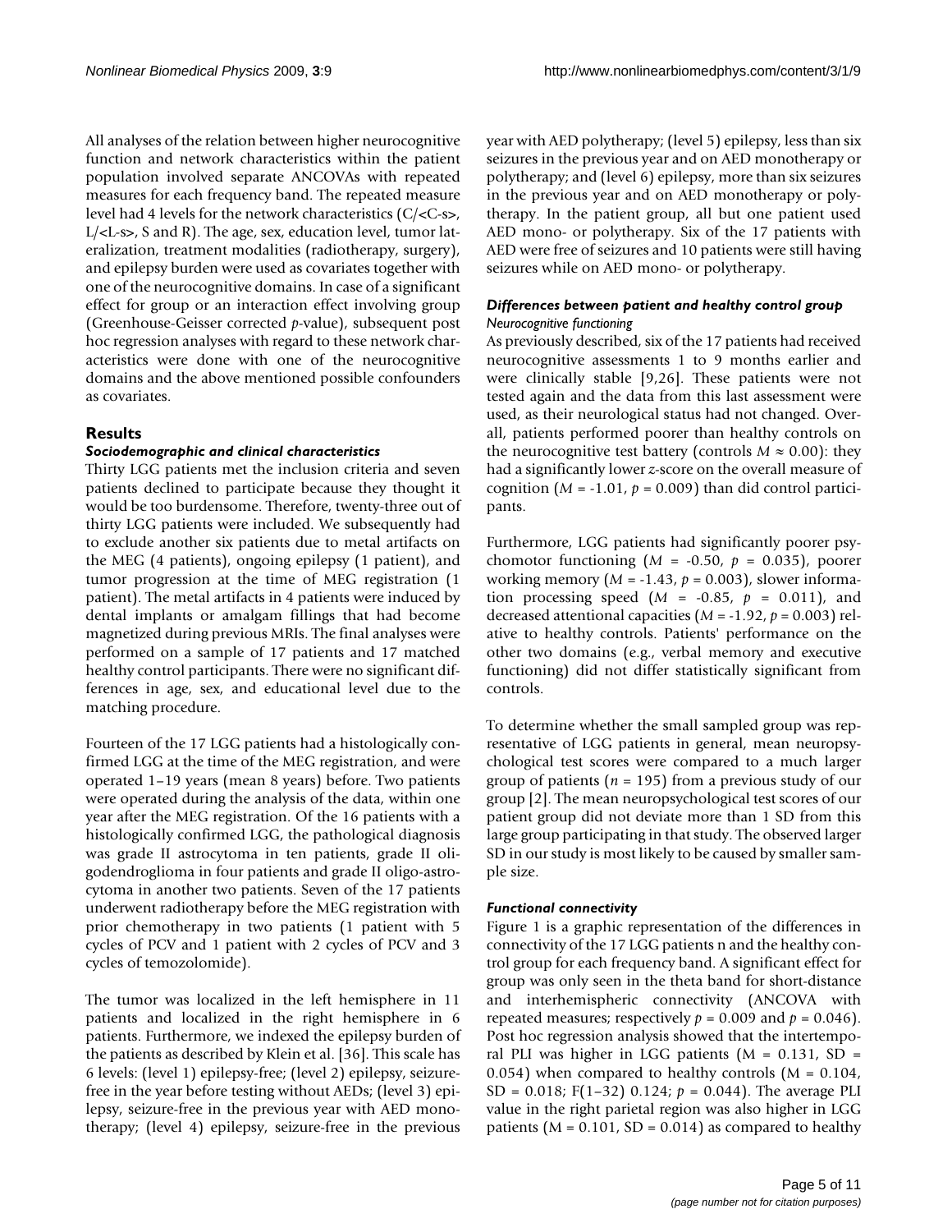All analyses of the relation between higher neurocognitive function and network characteristics within the patient population involved separate ANCOVAs with repeated measures for each frequency band. The repeated measure level had 4 levels for the network characteristics (C/<C-s>, L/<L-s>, S and R). The age, sex, education level, tumor lateralization, treatment modalities (radiotherapy, surgery), and epilepsy burden were used as covariates together with one of the neurocognitive domains. In case of a significant effect for group or an interaction effect involving group (Greenhouse-Geisser corrected *p*-value), subsequent post hoc regression analyses with regard to these network characteristics were done with one of the neurocognitive domains and the above mentioned possible confounders as covariates.

## Results

### *Sociodemographic and clinical characteristics*

Thirty LGG patients met the inclusion criteria and seven patients declined to participate because they thought it would be too burdensome. Therefore, twenty-three out of thirty LGG patients were included. We subsequently had to exclude another six patients due to metal artifacts on the MEG (4 patients), ongoing epilepsy (1 patient), and tumor progression at the time of MEG registration (1 patient). The metal artifacts in 4 patients were induced by dental implants or amalgam fillings that had become magnetized during previous MRIs. The final analyses were performed on a sample of 17 patients and 17 matched healthy control participants. There were no significant differences in age, sex, and educational level due to the matching procedure.

Fourteen of the 17 LGG patients had a histologically confirmed LGG at the time of the MEG registration, and were operated 1–19 years (mean 8 years) before. Two patients were operated during the analysis of the data, within one year after the MEG registration. Of the 16 patients with a histologically confirmed LGG, the pathological diagnosis was grade II astrocytoma in ten patients, grade II oligodendroglioma in four patients and grade II oligo-astrocytoma in another two patients. Seven of the 17 patients underwent radiotherapy before the MEG registration with prior chemotherapy in two patients (1 patient with 5 cycles of PCV and 1 patient with 2 cycles of PCV and 3 cycles of temozolomide).

The tumor was localized in the left hemisphere in 11 patients and localized in the right hemisphere in 6 patients. Furthermore, we indexed the epilepsy burden of the patients as described by Klein et al. [36]. This scale has 6 levels: (level 1) epilepsy-free; (level 2) epilepsy, seizure-free in the year before testing without AEDs; (level 3) epilepsy, seizure-free in the previous year with AED monotherapy; (level 4) epilepsy, seizure-free in the previous year with AED polytherapy; (level 5) epilepsy, less than six seizures in the previous year and on AED monotherapy or polytherapy; and (level 6) epilepsy, more than six seizures in the previous year and on AED monotherapy or polytherapy. In the patient group, all but one patient used AED mono- or polytherapy. Six of the 17 patients with AED were free of seizures and 10 patients were still having seizures while on AED mono- or polytherapy.

### *Differences between patient and healthy control group*

#### *Neurocognitive functioning*

As previously described, six of the 17 patients had received neurocognitive assessments 1 to 9 months earlier and were clinically stable [9,26]. These patients were not tested again and the data from this last assessment were used, as their neurological status had not changed. Overall, patients performed poorer than healthy controls on the neurocognitive test battery (controls $M \approx 0.00$): they had a significantly lower *z*-score on the overall measure of cognition ($M = -1.01$, $p = 0.009$) than did control participants.

Furthermore, LGG patients had significantly poorer psychomotor functioning ($M = -0.50$, $p = 0.035$), poorer working memory ($M = -1.43$, $p = 0.003$), slower information processing speed ($M = -0.85$, $p = 0.011$), and decreased attentional capacities ($M = -1.92$, $p = 0.003$) relative to healthy controls. Patients' performance on the other two domains (e.g., verbal memory and executive functioning) did not differ statistically significant from controls.

To determine whether the small sampled group was representative of LGG patients in general, mean neuropsychological test scores were compared to a much larger group of patients ($n = 195$) from a previous study of our group [2]. The mean neuropsychological test scores of our patient group did not deviate more than 1 SD from this large group participating in that study. The observed larger SD in our study is most likely to be caused by smaller sample size.

#### *Functional connectivity*

Figure 1 is a graphic representation of the differences in connectivity of the 17 LGG patients n and the healthy control group for each frequency band. A significant effect for group was only seen in the theta band for short-distance and interhemispheric connectivity (ANCOVA with repeated measures; respectively $p = 0.009$ and $p = 0.046$). Post hoc regression analysis showed that the intertemporal PLI was higher in LGG patients (M = 0.131, SD = 0.054) when compared to healthy controls (M = 0.104, SD = 0.018; $F(1–32)$ 0.124; $p = 0.044$). The average PLI value in the right parietal region was also higher in LGG patients (M = 0.101, SD = 0.014) as compared to healthy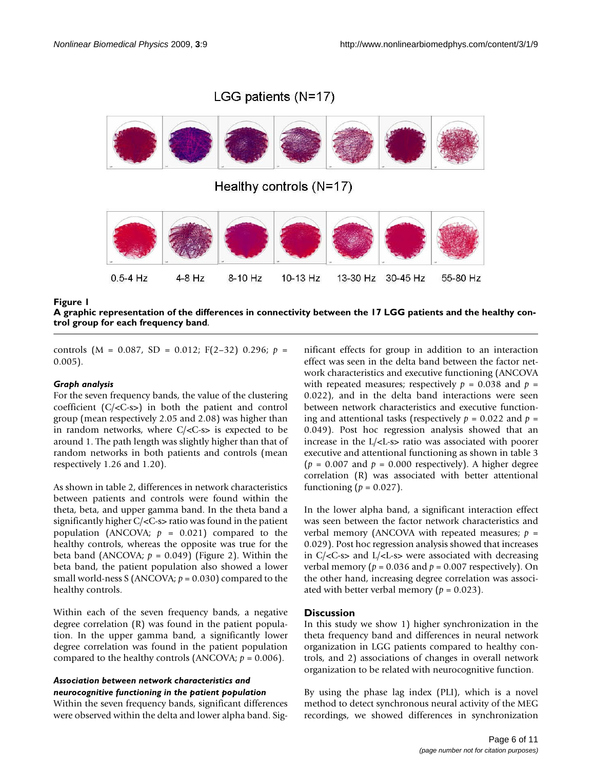LGG patients (N=17)

Healthy controls (N=17)

0.5-4 Hz 4-8 Hz 8-10 Hz 10-13 Hz 13-30 Hz 30-45 Hz 55-80 Hz

**Figure 1**
**A graphic representation of the differences in connectivity between the 17 LGG patients and the healthy control group for each frequency band.**

controls (M = 0.087, SD = 0.012; F(2–32) 0.296; $p$ = 0.005).

#### *Graph analysis*

For the seven frequency bands, the value of the clustering coefficient (C/<C-s>) in both the patient and control group (mean respectively 2.05 and 2.08) was higher than in random networks, where C/<C-s> is expected to be around 1. The path length was slightly higher than that of random networks in both patients and controls (mean respectively 1.26 and 1.20).

As shown in table 2, differences in network characteristics between patients and controls were found within the theta, beta, and upper gamma band. In the theta band a significantly higher C/<C-s> ratio was found in the patient population (ANCOVA; $p$ = 0.021) compared to the healthy controls, whereas the opposite was true for the beta band (ANCOVA; $p$ = 0.049) (Figure 2). Within the beta band, the patient population also showed a lower small world-ness S (ANCOVA; $p$ = 0.030) compared to the healthy controls.

Within each of the seven frequency bands, a negative degree correlation (R) was found in the patient population. In the upper gamma band, a significantly lower degree correlation was found in the patient population compared to the healthy controls (ANCOVA; $p$ = 0.006).

#### *Association between network characteristics and neurocognitive functioning in the patient population*

Within the seven frequency bands, significant differences were observed within the delta and lower alpha band. Significant effects for group in addition to an interaction effect was seen in the delta band between the factor network characteristics and executive functioning (ANCOVA with repeated measures; respectively $p$ = 0.038 and $p$ = 0.022), and in the delta band interactions were seen between network characteristics and executive functioning and attentional tasks (respectively $p$ = 0.022 and $p$ = 0.049). Post hoc regression analysis showed that an increase in the L/<L-s> ratio was associated with poorer executive and attentional functioning as shown in table 3 ($p$ = 0.007 and $p$ = 0.000 respectively). A higher degree correlation (R) was associated with better attentional functioning ($p$ = 0.027).

In the lower alpha band, a significant interaction effect was seen between the factor network characteristics and verbal memory (ANCOVA with repeated measures; $p$ = 0.029). Post hoc regression analysis showed that increases in C/<C-s> and L/<L-s> were associated with decreasing verbal memory ($p$ = 0.036 and $p$ = 0.007 respectively). On the other hand, increasing degree correlation was associated with better verbal memory ($p$ = 0.023).

## Discussion

In this study we show 1) higher synchronization in the theta frequency band and differences in neural network organization in LGG patients compared to healthy controls, and 2) associations of changes in overall network organization to be related with neurocognitive function.

By using the phase lag index (PLI), which is a novel method to detect synchronous neural activity of the MEG recordings, we showed differences in synchronization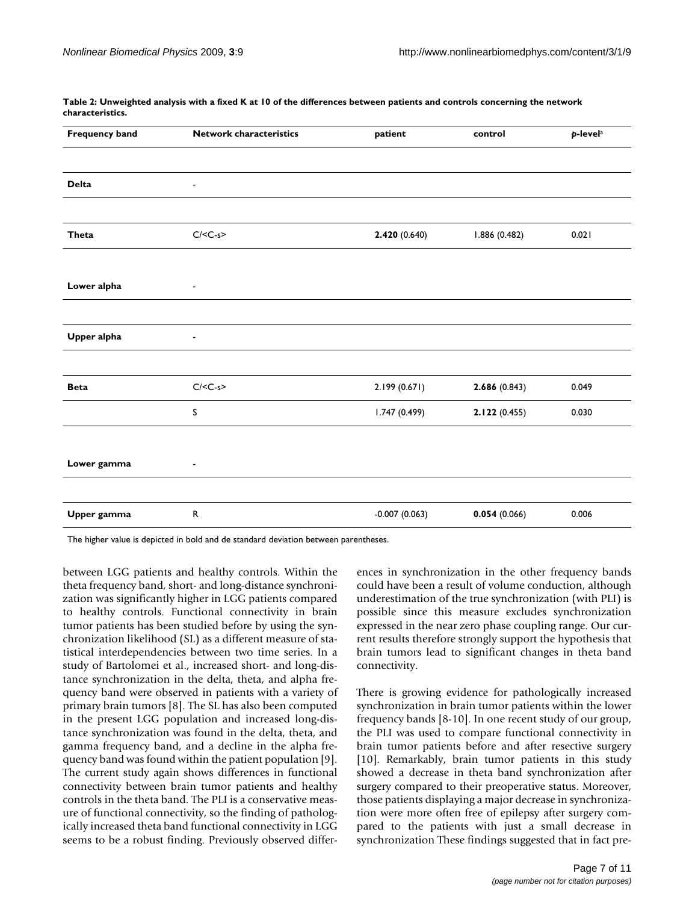**Table 2: Unweighted analysis with a fixed K at 10 of the differences between patients and controls concerning the network characteristics.**

| Frequency band | Network characteristics | patient | control | *p*-level[a] |
|---|---|---|---|---|
| **Delta** | - | | | |
| **Theta** | C/<C-s> | **2.420** (0.640) | 1.886 (0.482) | 0.021 |
| **Lower alpha** | - | | | |
| **Upper alpha** | - | | | |
| **Beta** | C/<C-s> | 2.199 (0.671) | **2.686** (0.843) | 0.049 |
| | S | 1.747 (0.499) | **2.122** (0.455) | 0.030 |
| **Lower gamma** | - | | | |
| **Upper gamma** | R | -0.007 (0.063) | **0.054** (0.066) | 0.006 |

The higher value is depicted in bold and de standard deviation between parentheses.

between LGG patients and healthy controls. Within the theta frequency band, short- and long-distance synchronization was significantly higher in LGG patients compared to healthy controls. Functional connectivity in brain tumor patients has been studied before by using the synchronization likelihood (SL) as a different measure of statistical interdependencies between two time series. In a study of Bartolomei et al., increased short- and long-distance synchronization in the delta, theta, and alpha frequency band were observed in patients with a variety of primary brain tumors [8]. The SL has also been computed in the present LGG population and increased long-distance synchronization was found in the delta, theta, and gamma frequency band, and a decline in the alpha frequency band was found within the patient population [9]. The current study again shows differences in functional connectivity between brain tumor patients and healthy controls in the theta band. The PLI is a conservative measure of functional connectivity, so the finding of pathologically increased theta band functional connectivity in LGG seems to be a robust finding. Previously observed differences in synchronization in the other frequency bands could have been a result of volume conduction, although underestimation of the true synchronization (with PLI) is possible since this measure excludes synchronization expressed in the near zero phase coupling range. Our current results therefore strongly support the hypothesis that brain tumors lead to significant changes in theta band connectivity.

There is growing evidence for pathologically increased synchronization in brain tumor patients within the lower frequency bands [8-10]. In one recent study of our group, the PLI was used to compare functional connectivity in brain tumor patients before and after resective surgery [10]. Remarkably, brain tumor patients in this study showed a decrease in theta band synchronization after surgery compared to their preoperative status. Moreover, those patients displaying a major decrease in synchronization were more often free of epilepsy after surgery compared to the patients with just a small decrease in synchronization These findings suggested that in fact pre-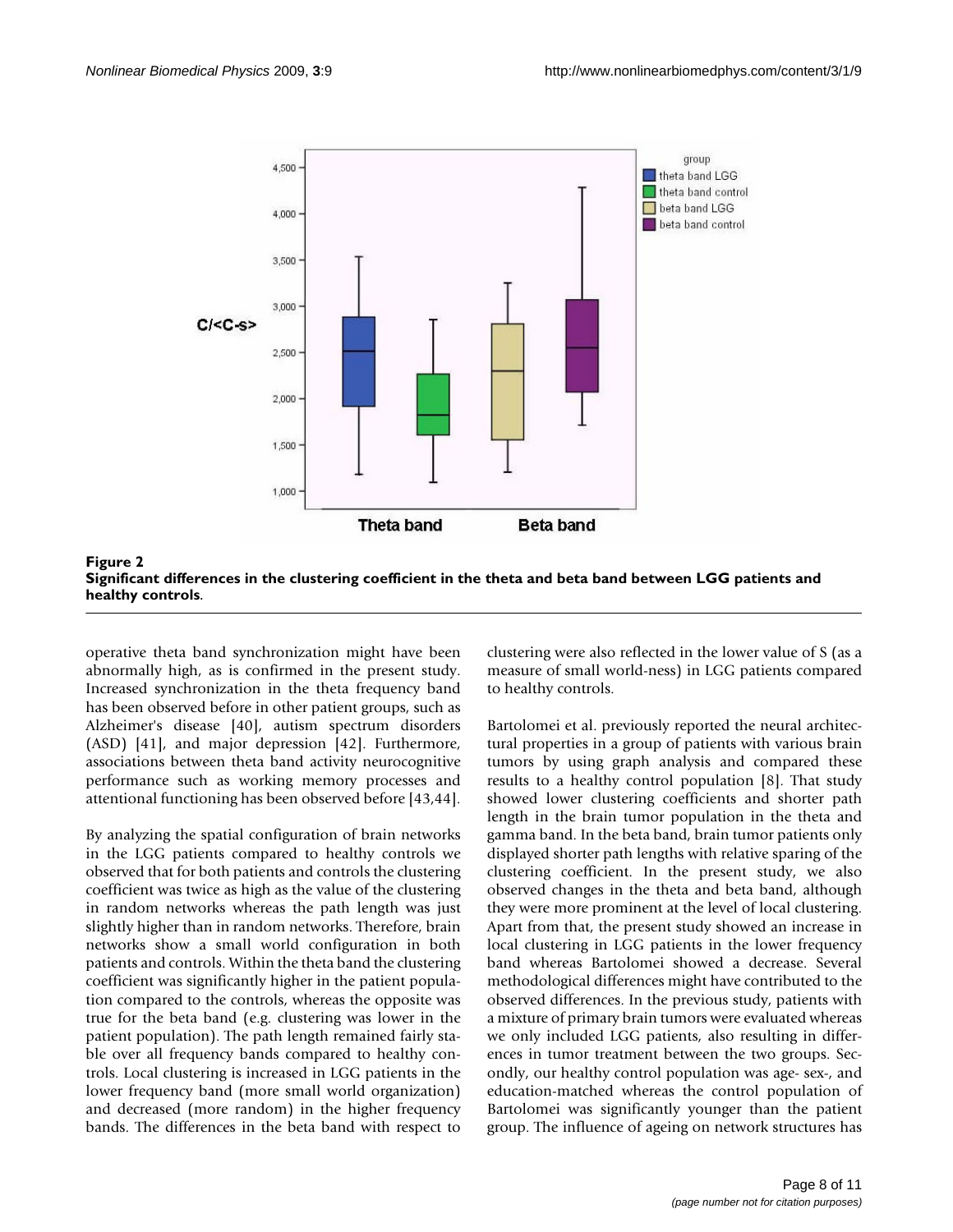**Figure 2**
**Significant differences in the clustering coefficient in the theta and beta band between LGG patients and healthy controls.**

operative theta band synchronization might have been abnormally high, as is confirmed in the present study. Increased synchronization in the theta frequency band has been observed before in other patient groups, such as Alzheimer's disease [40], autism spectrum disorders (ASD) [41], and major depression [42]. Furthermore, associations between theta band activity neurocognitive performance such as working memory processes and attentional functioning has been observed before [43,44].

By analyzing the spatial configuration of brain networks in the LGG patients compared to healthy controls we observed that for both patients and controls the clustering coefficient was twice as high as the value of the clustering in random networks whereas the path length was just slightly higher than in random networks. Therefore, brain networks show a small world configuration in both patients and controls. Within the theta band the clustering coefficient was significantly higher in the patient population compared to the controls, whereas the opposite was true for the beta band (e.g. clustering was lower in the patient population). The path length remained fairly stable over all frequency bands compared to healthy controls. Local clustering is increased in LGG patients in the lower frequency band (more small world organization) and decreased (more random) in the higher frequency bands. The differences in the beta band with respect to clustering were also reflected in the lower value of S (as a measure of small world-ness) in LGG patients compared to healthy controls.

Bartolomei et al. previously reported the neural architectural properties in a group of patients with various brain tumors by using graph analysis and compared these results to a healthy control population [8]. That study showed lower clustering coefficients and shorter path length in the brain tumor population in the theta and gamma band. In the beta band, brain tumor patients only displayed shorter path lengths with relative sparing of the clustering coefficient. In the present study, we also observed changes in the theta and beta band, although they were more prominent at the level of local clustering. Apart from that, the present study showed an increase in local clustering in LGG patients in the lower frequency band whereas Bartolomei showed a decrease. Several methodological differences might have contributed to the observed differences. In the previous study, patients with a mixture of primary brain tumors were evaluated whereas we only included LGG patients, also resulting in differences in tumor treatment between the two groups. Secondly, our healthy control population was age- sex-, and education-matched whereas the control population of Bartolomei was significantly younger than the patient group. The influence of ageing on network structures has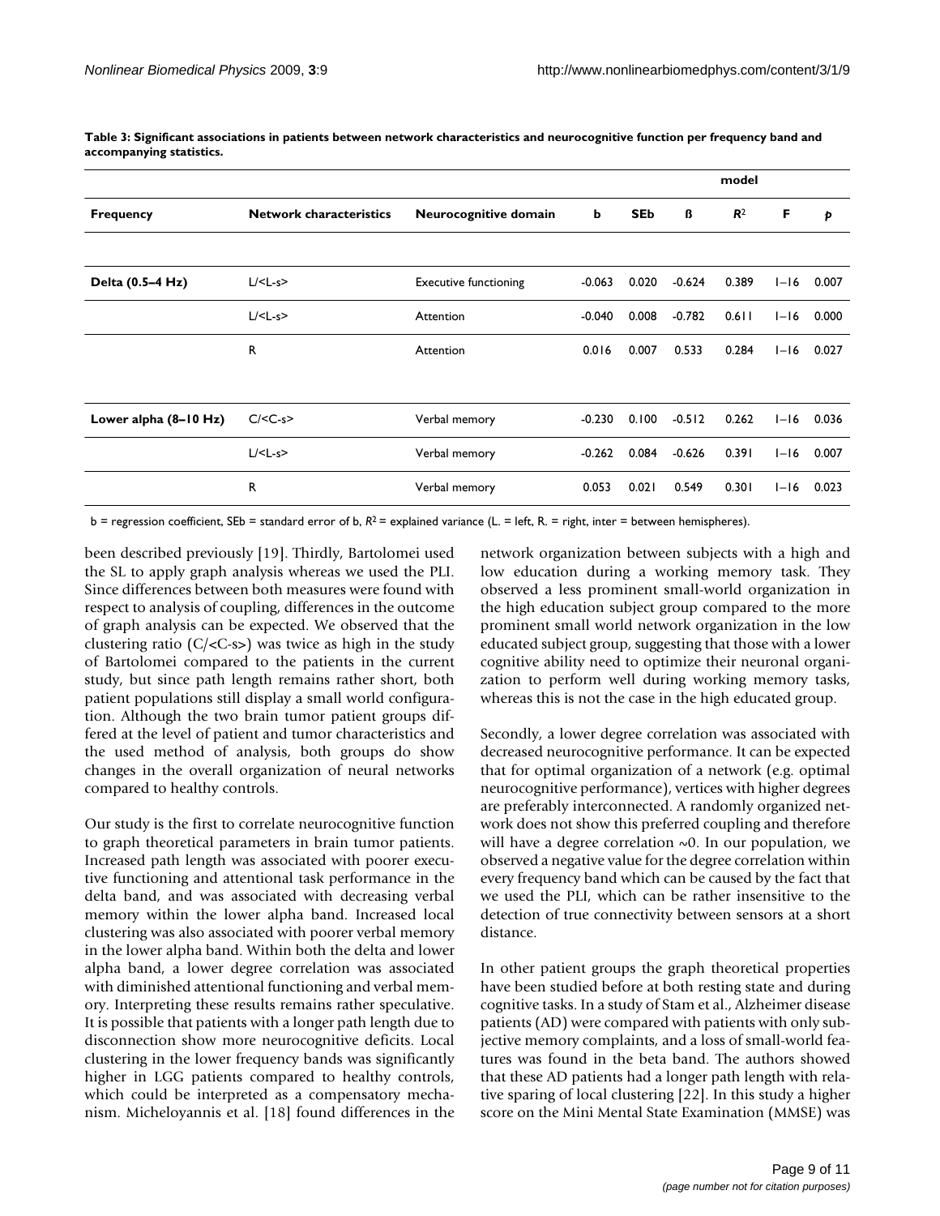**Table 3: Significant associations in patients between network characteristics and neurocognitive function per frequency band and accompanying statistics.**

| Frequency | Network characteristics | Neurocognitive domain | b | SEb | ß | model $R^2$ | F | p |
|---|---|---|---|---|---|---|---|---|
| **Delta (0.5–4 Hz)** | L/<L-s> | Executive functioning | -0.063 | 0.020 | -0.624 | 0.389 | 1–16 | 0.007 |
| | L/<L-s> | Attention | -0.040 | 0.008 | -0.782 | 0.611 | 1–16 | 0.000 |
| | R | Attention | 0.016 | 0.007 | 0.533 | 0.284 | 1–16 | 0.027 |
| **Lower alpha (8–10 Hz)** | C/<C-s> | Verbal memory | -0.230 | 0.100 | -0.512 | 0.262 | 1–16 | 0.036 |
| | L/<L-s> | Verbal memory | -0.262 | 0.084 | -0.626 | 0.391 | 1–16 | 0.007 |
| | R | Verbal memory | 0.053 | 0.021 | 0.549 | 0.301 | 1–16 | 0.023 |

b = regression coefficient, SEb = standard error of b, $R^2$ = explained variance (L. = left, R. = right, inter = between hemispheres).

been described previously [19]. Thirdly, Bartolomei used the SL to apply graph analysis whereas we used the PLI. Since differences between both measures were found with respect to analysis of coupling, differences in the outcome of graph analysis can be expected. We observed that the clustering ratio (C/<C-s>) was twice as high in the study of Bartolomei compared to the patients in the current study, but since path length remains rather short, both patient populations still display a small world configuration. Although the two brain tumor patient groups differed at the level of patient and tumor characteristics and the used method of analysis, both groups do show changes in the overall organization of neural networks compared to healthy controls.

Our study is the first to correlate neurocognitive function to graph theoretical parameters in brain tumor patients. Increased path length was associated with poorer executive functioning and attentional task performance in the delta band, and was associated with decreasing verbal memory within the lower alpha band. Increased local clustering was also associated with poorer verbal memory in the lower alpha band. Within both the delta and lower alpha band, a lower degree correlation was associated with diminished attentional functioning and verbal memory. Interpreting these results remains rather speculative. It is possible that patients with a longer path length due to disconnection show more neurocognitive deficits. Local clustering in the lower frequency bands was significantly higher in LGG patients compared to healthy controls, which could be interpreted as a compensatory mechanism. Micheloyannis et al. [18] found differences in the network organization between subjects with a high and low education during a working memory task. They observed a less prominent small-world organization in the high education subject group compared to the more prominent small world network organization in the low educated subject group, suggesting that those with a lower cognitive ability need to optimize their neuronal organization to perform well during working memory tasks, whereas this is not the case in the high educated group.

Secondly, a lower degree correlation was associated with decreased neurocognitive performance. It can be expected that for optimal organization of a network (e.g. optimal neurocognitive performance), vertices with higher degrees are preferably interconnected. A randomly organized network does not show this preferred coupling and therefore will have a degree correlation ~0. In our population, we observed a negative value for the degree correlation within every frequency band which can be caused by the fact that we used the PLI, which can be rather insensitive to the detection of true connectivity between sensors at a short distance.

In other patient groups the graph theoretical properties have been studied before at both resting state and during cognitive tasks. In a study of Stam et al., Alzheimer disease patients (AD) were compared with patients with only subjective memory complaints, and a loss of small-world features was found in the beta band. The authors showed that these AD patients had a longer path length with relative sparing of local clustering [22]. In this study a higher score on the Mini Mental State Examination (MMSE) was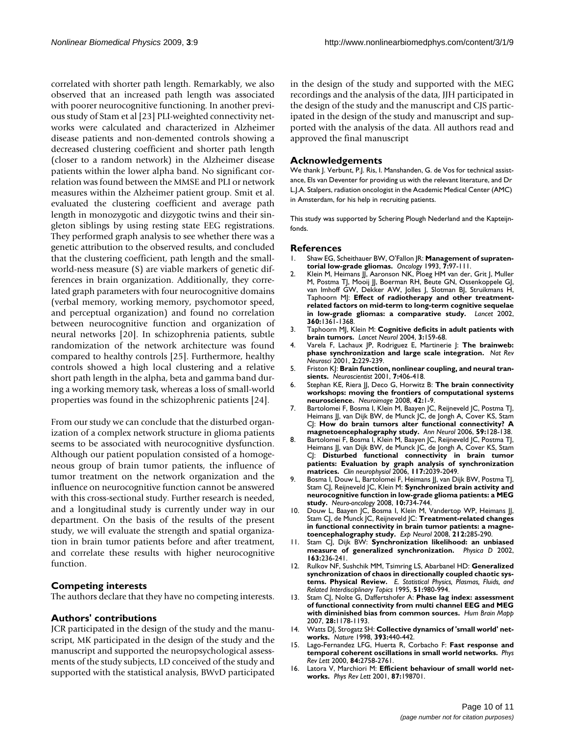correlated with shorter path length. Remarkably, we also observed that an increased path length was associated with poorer neurocognitive functioning. In another previous study of Stam et al [23] PLI-weighted connectivity networks were calculated and characterized in Alzheimer disease patients and non-demented controls showing a decreased clustering coefficient and shorter path length (closer to a random network) in the Alzheimer disease patients within the lower alpha band. No significant correlation was found between the MMSE and PLI or network measures within the Alzheimer patient group. Smit et al. evaluated the clustering coefficient and average path length in monozygotic and dizygotic twins and their singleton siblings by using resting state EEG registrations. They performed graph analysis to see whether there was a genetic attribution to the observed results, and concluded that the clustering coefficient, path length and the small-world-ness measure (S) are viable markers of genetic differences in brain organization. Additionally, they correlated graph parameters with four neurocognitive domains (verbal memory, working memory, psychomotor speed, and perceptual organization) and found no correlation between neurocognitive function and organization of neural networks [20]. In schizophrenia patients, subtle randomization of the network architecture was found compared to healthy controls [25]. Furthermore, healthy controls showed a high local clustering and a relative short path length in the alpha, beta and gamma band during a working memory task, whereas a loss of small-world properties was found in the schizophrenic patients [24].

From our study we can conclude that the disturbed organization of a complex network structure in glioma patients seems to be associated with neurocognitive dysfunction. Although our patient population consisted of a homogeneous group of brain tumor patients, the influence of tumor treatment on the network organization and the influence on neurocognitive function cannot be answered with this cross-sectional study. Further research is needed, and a longitudinal study is currently under way in our department. On the basis of the results of the present study, we will evaluate the strength and spatial organization in brain tumor patients before and after treatment, and correlate these results with higher neurocognitive function.

## Competing interests

The authors declare that they have no competing interests.

## Authors' contributions

JCR participated in the design of the study and the manuscript, MK participated in the design of the study and the manuscript and supported the neuropsychological assessments of the study subjects, LD conceived of the study and supported with the statistical analysis, BWvD participated in the design of the study and supported with the MEG recordings and the analysis of the data, JJH participated in the design of the study and the manuscript and CJS participated in the design of the study and manuscript and supported with the analysis of the data. All authors read and approved the final manuscript

## Acknowledgements

We thank J. Verbunt, P.J. Ris, I. Manshanden, G. de Vos for technical assistance, Els van Deventer for providing us with the relevant literature, and Dr L.J.A. Stalpers, radiation oncologist in the Academic Medical Center (AMC) in Amsterdam, for his help in recruiting patients.

This study was supported by Schering Plough Nederland and the Kapteijnfonds.

## References

1. Shaw EG, Scheithauer BW, O'Fallon JR: **Management of supratentorial low-grade gliomas.** *Oncology* 1993, **7:**97-111.
2. Klein M, Heimans JJ, Aaronson NK, Ploeg HM van der, Grit J, Muller M, Postma TJ, Mooij JJ, Boerman RH, Beute GN, Ossenkoppele GJ, van Imhoff GW, Dekker AW, Jolles J, Slotman BJ, Struikmans H, Taphoorn MJ: **Effect of radiotherapy and other treatment-related factors on mid-term to long-term cognitive sequelae in low-grade gliomas: a comparative study.** *Lancet* 2002, **360:**1361-1368.
3. Taphoorn MJ, Klein M: **Cognitive deficits in adult patients with brain tumors.** *Lancet Neurol* 2004, **3:**159-68.
4. Varela F, Lachaux JP, Rodriguez E, Martinerie J: **The brainweb: phase synchronization and large scale integration.** *Nat Rev Neurosci* 2001, **2:**229-239.
5. Friston KJ: **Brain function, nonlinear coupling, and neural transients.** *Neuroscientist* 2001, **7:**406-418.
6. Stephan KE, Riera JJ, Deco G, Horwitz B: **The brain connectivity workshops: moving the frontiers of computational systems neuroscience.** *Neuroimage* 2008, **42:**1-9.
7. Bartolomei F, Bosma I, Klein M, Baayen JC, Reijneveld JC, Postma TJ, Heimans JJ, van Dijk BW, de Munck JC, de Jongh A, Cover KS, Stam CJ: **How do brain tumors alter functional connectivity? A magnetoencephalography study.** *Ann Neurol* 2006, **59:**128-138.
8. Bartolomei F, Bosma I, Klein M, Baayen JC, Reijneveld JC, Postma TJ, Heimans JJ, van Dijk BW, de Munck JC, de Jongh A, Cover KS, Stam CJ: **Disturbed functional connectivity in brain tumor patients: Evaluation by graph analysis of synchronization matrices.** *Clin neurophysiol* 2006, **117:**2039-2049.
9. Bosma I, Douw L, Bartolomei F, Heimans JJ, van Dijk BW, Postma TJ, Stam CJ, Reijneveld JC, Klein M: **Synchronized brain activity and neurocognitive function in low-grade glioma patients: a MEG study.** *Neuro-oncology* 2008, **10:**734-744.
10. Douw L, Baayen JC, Bosma I, Klein M, Vandertop WP, Heimans JJ, Stam CJ, de Munck JC, Reijneveld JC: **Treatment-related changes in functional connectivity in brain tumor patients: a magnetoencephalography study.** *Exp Neurol* 2008, **212:**285-290.
11. Stam CJ, Dijk BW: **Synchronization likelihood: an unbiased measure of generalized synchronization.** *Physica D* 2002, **163:**236-241.
12. Rulkov NF, Sushchik MM, Tsimring LS, Abarbanel HD: **Generalized synchronization of chaos in directionally coupled chaotic systems. Physical Review.** *E. Statistical Physics, Plasmas, Fluids, and Related Interdisciplinary Topics* 1995, **51:**980-994.
13. Stam CJ, Nolte G, Daffertshofer A: **Phase lag index: assessment of functional connectivity from multi channel EEG and MEG with diminished bias from common sources.** *Hum Brain Mapp* 2007, **28:**1178-1193.
14. Watts DJ, Strogatz SH: **Collective dynamics of 'small world' networks.** *Nature* 1998, **393:**440-442.
15. Lago-Fernandez LFG, Huerta R, Corbacho F: **Fast response and temporal coherent oscillations in small world networks.** *Phys Rev Lett* 2000, **84:**2758-2761.
16. Latora V, Marchiori M: **Efficient behaviour of small world networks.** *Phys Rev Lett* 2001, **87:**198701.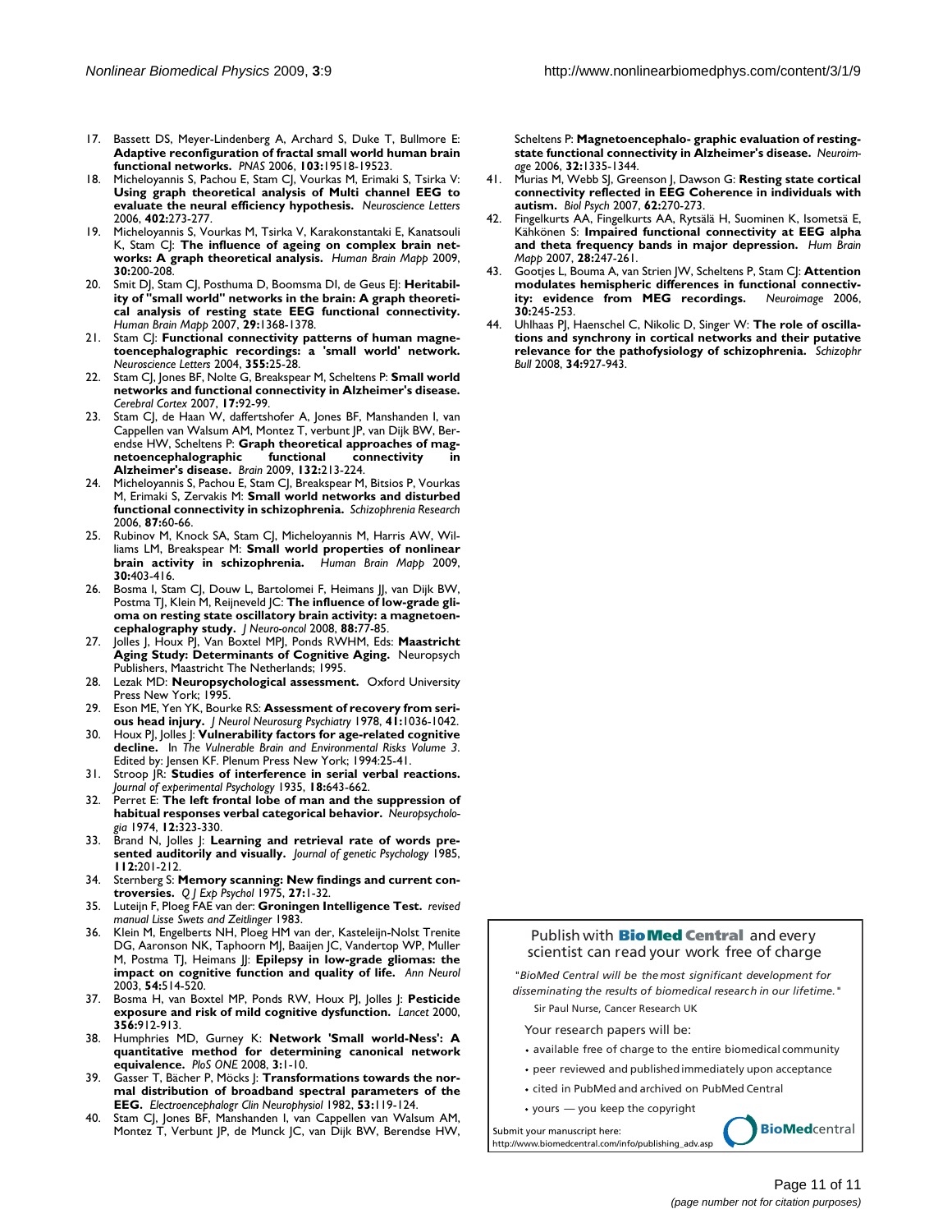17. Bassett DS, Meyer-Lindenberg A, Archard S, Duke T, Bullmore E: **Adaptive reconfiguration of fractal small world human brain functional networks.** *PNAS* 2006, **103:**19518-19523.
18. Micheloyannis S, Pachou E, Stam CJ, Vourkas M, Erimaki S, Tsirka V: **Using graph theoretical analysis of Multi channel EEG to evaluate the neural efficiency hypothesis.** *Neuroscience Letters* 2006, **402:**273-277.
19. Micheloyannis S, Vourkas M, Tsirka V, Karakonstantaki E, Kanatsouli K, Stam CJ: **The influence of ageing on complex brain networks: A graph theoretical analysis.** *Human Brain Mapp* 2009, **30:**200-208.
20. Smit DJ, Stam CJ, Posthuma D, Boomsma DI, de Geus EJ: **Heritability of "small world" networks in the brain: A graph theoretical analysis of resting state EEG functional connectivity.** *Human Brain Mapp* 2007, **29:**1368-1378.
21. Stam CJ: **Functional connectivity patterns of human magnetoencephalographic recordings: a 'small world' network.** *Neuroscience Letters* 2004, **355:**25-28.
22. Stam CJ, Jones BF, Nolte G, Breakspear M, Scheltens P: **Small world networks and functional connectivity in Alzheimer's disease.** *Cerebral Cortex* 2007, **17:**92-99.
23. Stam CJ, de Haan W, daffertshofer A, Jones BF, Manshanden I, van Cappellen van Walsum AM, Montez T, verbunt JP, van Dijk BW, Berendse HW, Scheltens P: **Graph theoretical approaches of magnetoencephalographic functional connectivity in Alzheimer's disease.** *Brain* 2009, **132:**213-224.
24. Micheloyannis S, Pachou E, Stam CJ, Breakspear M, Bitsios P, Vourkas M, Erimaki S, Zervakis M: **Small world networks and disturbed functional connectivity in schizophrenia.** *Schizophrenia Research* 2006, **87:**60-66.
25. Rubinov M, Knock SA, Stam CJ, Micheloyannis M, Harris AW, Williams LM, Breakspear M: **Small world properties of nonlinear brain activity in schizophrenia.** *Human Brain Mapp* 2009, **30:**403-416.
26. Bosma I, Stam CJ, Douw L, Bartolomei F, Heimans JJ, van Dijk BW, Postma TJ, Klein M, Reijneveld JC: **The influence of low-grade glioma on resting state oscillatory brain activity: a magnetoencephalography study.** *J Neuro-oncol* 2008, **88:**77-85.
27. Jolles J, Houx PJ, Van Boxtel MPJ, Ponds RWHM, Eds: **Maastricht Aging Study: Determinants of Cognitive Aging.** Neuropsych Publishers, Maastricht The Netherlands; 1995.
28. Lezak MD: **Neuropsychological assessment.** Oxford University Press New York; 1995.
29. Eson ME, Yen YK, Bourke RS: **Assessment of recovery from serious head injury.** *J Neurol Neurosurg Psychiatry* 1978, **41:**1036-1042.
30. Houx PJ, Jolles J: **Vulnerability factors for age-related cognitive decline.** In *The Vulnerable Brain and Environmental Risks Volume 3*. Edited by: Jensen KF. Plenum Press New York; 1994:25-41.
31. Stroop JR: **Studies of interference in serial verbal reactions.** *Journal of experimental Psychology* 1935, **18:**643-662.
32. Perret E: **The left frontal lobe of man and the suppression of habitual responses verbal categorical behavior.** *Neuropsychologia* 1974, **12:**323-330.
33. Brand N, Jolles J: **Learning and retrieval rate of words presented auditorily and visually.** *Journal of genetic Psychology* 1985, **112:**201-212.
34. Sternberg S: **Memory scanning: New findings and current controversies.** *Q J Exp Psychol* 1975, **27:**1-32.
35. Luteijn F, Ploeg FAE van der: **Groningen Intelligence Test.** *revised manual Lisse Swets and Zeitlinger* 1983.
36. Klein M, Engelberts NH, Ploeg HM van der, Kasteleijn-Nolst Trenite DG, Aaronson NK, Taphoorn MJ, Baaijen JC, Vandertop WP, Muller M, Postma TJ, Heimans JJ: **Epilepsy in low-grade gliomas: the impact on cognitive function and quality of life.** *Ann Neurol* 2003, **54:**514-520.
37. Bosma H, van Boxtel MP, Ponds RW, Houx PJ, Jolles J: **Pesticide exposure and risk of mild cognitive dysfunction.** *Lancet* 2000, **356:**912-913.
38. Humphries MD, Gurney K: **Network 'Small world-Ness': A quantitative method for determining canonical network equivalence.** *PloS ONE* 2008, **3:**1-10.
39. Gasser T, Bächer P, Möcks J: **Transformations towards the normal distribution of broadband spectral parameters of the EEG.** *Electroencephalogr Clin Neurophysiol* 1982, **53:**119-124.
40. Stam CJ, Jones BF, Manshanden I, van Cappellen van Walsum AM, Montez T, Verbunt JP, de Munck JC, van Dijk BW, Berendse HW, Scheltens P: **Magnetoencephalo- graphic evaluation of resting-state functional connectivity in Alzheimer's disease.** *Neuroimage* 2006, **32:**1335-1344.
41. Murias M, Webb SJ, Greenson J, Dawson G: **Resting state cortical connectivity reflected in EEG Coherence in individuals with autism.** *Biol Psych* 2007, **62:**270-273.
42. Fingelkurts AA, Fingelkurts AA, Rytsälä H, Suominen K, Isometsä E, Kähkönen S: **Impaired functional connectivity at EEG alpha and theta frequency bands in major depression.** *Hum Brain Mapp* 2007, **28:**247-261.
43. Gootjes L, Bouma A, van Strien JW, Scheltens P, Stam CJ: **Attention modulates hemispheric differences in functional connectivity: evidence from MEG recordings.** *Neuroimage* 2006, **30:**245-253.
44. Uhlhaas PJ, Haenschel C, Nikolic D, Singer W: **The role of oscillations and synchrony in cortical networks and their putative relevance for the pathofysiology of schizophrenia.** *Schizophr Bull* 2008, **34:**927-943.

Publish with **BioMed Central** and every scientist can read your work free of charge

*"BioMed Central will be the most significant development for disseminating the results of biomedical research in our lifetime."*

Sir Paul Nurse, Cancer Research UK

Your research papers will be:

- available free of charge to the entire biomedical community
- peer reviewed and published immediately upon acceptance
- cited in PubMed and archived on PubMed Central
- yours — you keep the copyright

Submit your manuscript here:
http://www.biomedcentral.com/info/publishing_adv.asp

BioMedcentral